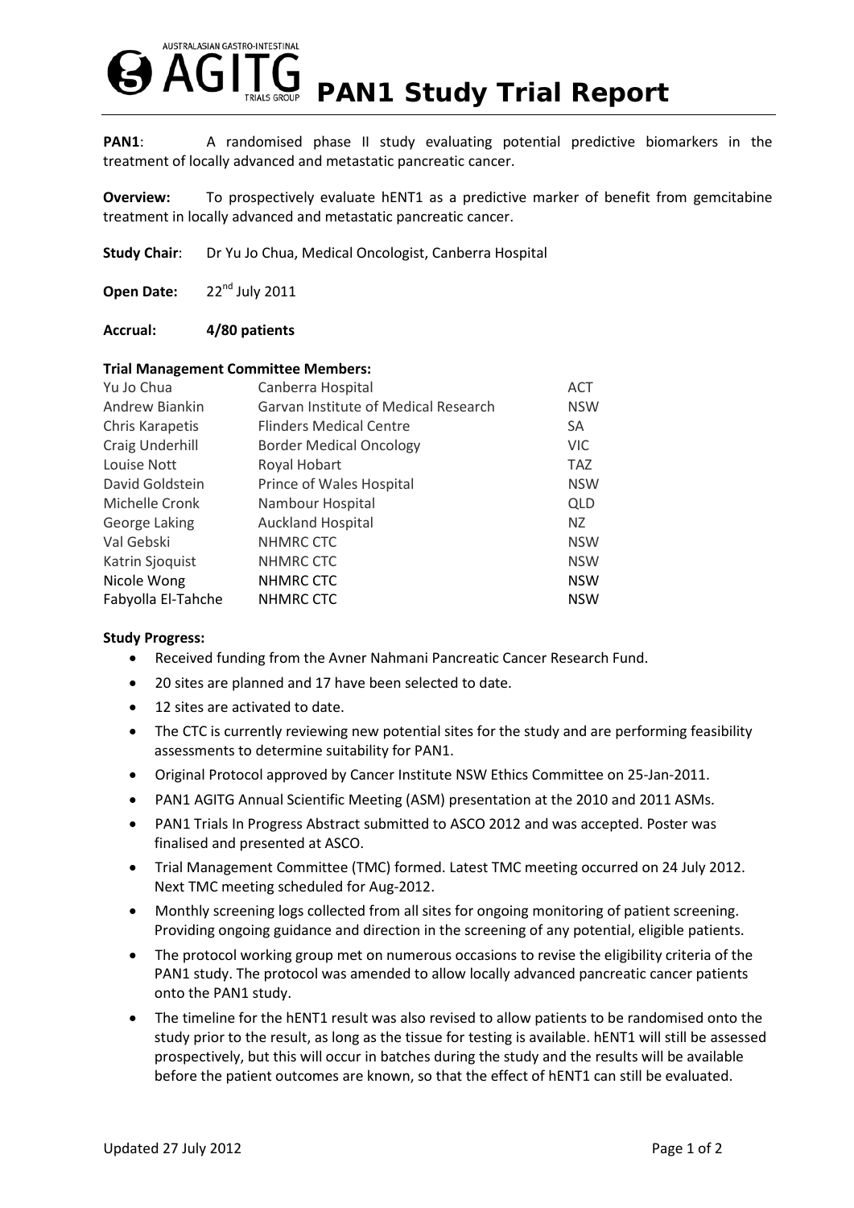# PAN1 Study Trial Report

**PAN1**: A randomised phase II study evaluating potential predictive biomarkers in the treatment of locally advanced and metastatic pancreatic cancer.

**Overview:** To prospectively evaluate hENT1 as a predictive marker of benefit from gemcitabine treatment in locally advanced and metastatic pancreatic cancer.

**Study Chair**: Dr Yu Jo Chua, Medical Oncologist, Canberra Hospital

**Open Date:** 22nd July 2011

**Accrual: 4/80 patients**

**Trial Management Committee Members:**

| | | |
|---|---|---|
| Yu Jo Chua | Canberra Hospital | ACT |
| Andrew Biankin | Garvan Institute of Medical Research | NSW |
| Chris Karapetis | Flinders Medical Centre | SA |
| Craig Underhill | Border Medical Oncology | VIC |
| Louise Nott | Royal Hobart | TAZ |
| David Goldstein | Prince of Wales Hospital | NSW |
| Michelle Cronk | Nambour Hospital | QLD |
| George Laking | Auckland Hospital | NZ |
| Val Gebski | NHMRC CTC | NSW |
| Katrin Sjoquist | NHMRC CTC | NSW |
| Nicole Wong | NHMRC CTC | NSW |
| Fabyolla El-Tahche | NHMRC CTC | NSW |

**Study Progress:**

- Received funding from the Avner Nahmani Pancreatic Cancer Research Fund.
- 20 sites are planned and 17 have been selected to date.
- 12 sites are activated to date.
- The CTC is currently reviewing new potential sites for the study and are performing feasibility assessments to determine suitability for PAN1.
- Original Protocol approved by Cancer Institute NSW Ethics Committee on 25-Jan-2011.
- PAN1 AGITG Annual Scientific Meeting (ASM) presentation at the 2010 and 2011 ASMs.
- PAN1 Trials In Progress Abstract submitted to ASCO 2012 and was accepted. Poster was finalised and presented at ASCO.
- Trial Management Committee (TMC) formed. Latest TMC meeting occurred on 24 July 2012. Next TMC meeting scheduled for Aug-2012.
- Monthly screening logs collected from all sites for ongoing monitoring of patient screening. Providing ongoing guidance and direction in the screening of any potential, eligible patients.
- The protocol working group met on numerous occasions to revise the eligibility criteria of the PAN1 study. The protocol was amended to allow locally advanced pancreatic cancer patients onto the PAN1 study.
- The timeline for the hENT1 result was also revised to allow patients to be randomised onto the study prior to the result, as long as the tissue for testing is available. hENT1 will still be assessed prospectively, but this will occur in batches during the study and the results will be available before the patient outcomes are known, so that the effect of hENT1 can still be evaluated.

Updated 27 July 2012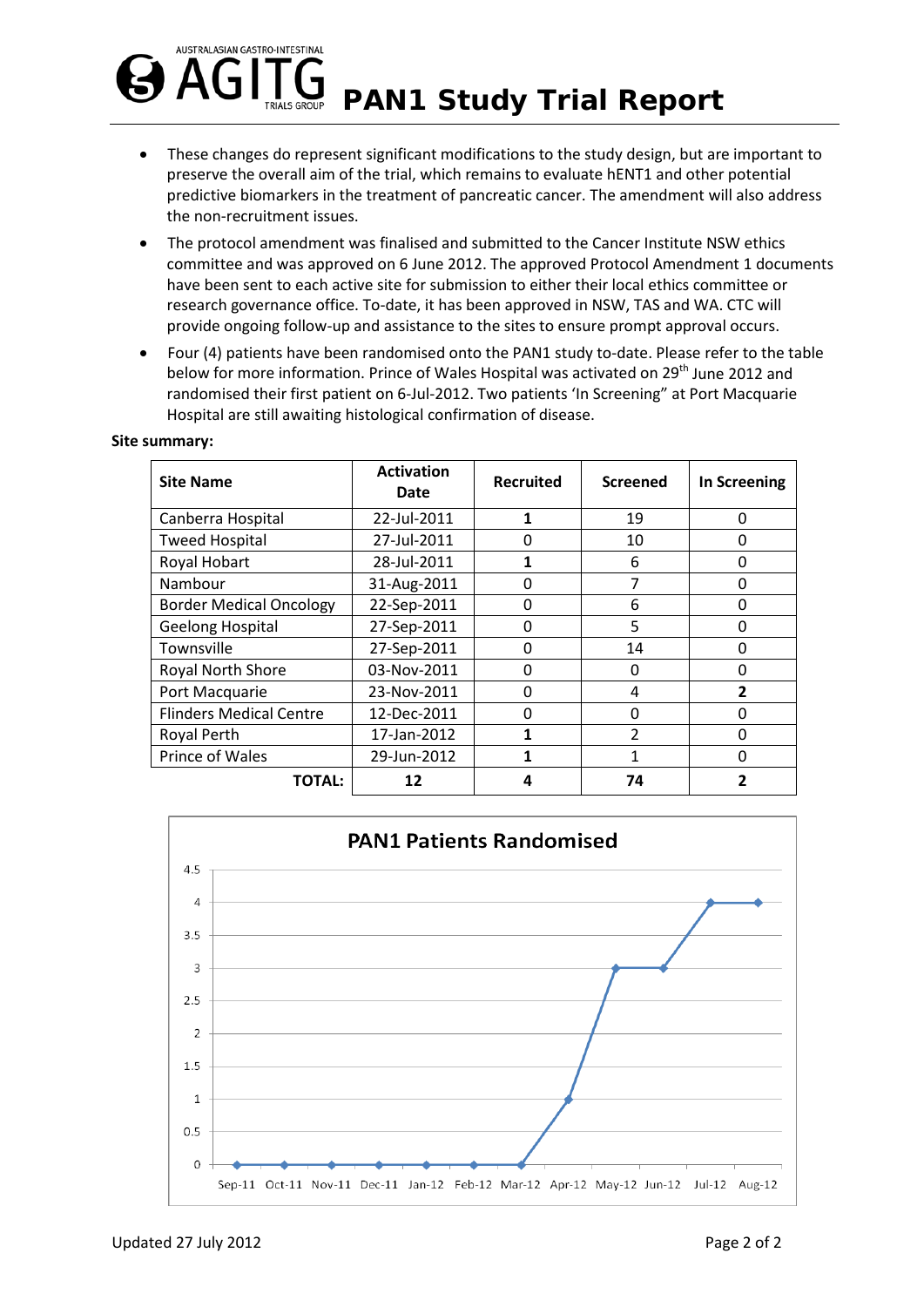- These changes do represent significant modifications to the study design, but are important to preserve the overall aim of the trial, which remains to evaluate hENT1 and other potential predictive biomarkers in the treatment of pancreatic cancer. The amendment will also address the non-recruitment issues.
- The protocol amendment was finalised and submitted to the Cancer Institute NSW ethics committee and was approved on 6 June 2012. The approved Protocol Amendment 1 documents have been sent to each active site for submission to either their local ethics committee or research governance office. To-date, it has been approved in NSW, TAS and WA. CTC will provide ongoing follow-up and assistance to the sites to ensure prompt approval occurs.
- Four (4) patients have been randomised onto the PAN1 study to-date. Please refer to the table below for more information. Prince of Wales Hospital was activated on 29th June 2012 and randomised their first patient on 6-Jul-2012. Two patients 'In Screening" at Port Macquarie Hospital are still awaiting histological confirmation of disease.

**Site summary:**

| Site Name | Activation Date | Recruited | Screened | In Screening |
|---|---|---|---|---|
| Canberra Hospital | 22-Jul-2011 | **1** | 19 | 0 |
| Tweed Hospital | 27-Jul-2011 | 0 | 10 | 0 |
| Royal Hobart | 28-Jul-2011 | **1** | 6 | 0 |
| Nambour | 31-Aug-2011 | 0 | 7 | 0 |
| Border Medical Oncology | 22-Sep-2011 | 0 | 6 | 0 |
| Geelong Hospital | 27-Sep-2011 | 0 | 5 | 0 |
| Townsville | 27-Sep-2011 | 0 | 14 | 0 |
| Royal North Shore | 03-Nov-2011 | 0 | 0 | 0 |
| Port Macquarie | 23-Nov-2011 | 0 | 4 | **2** |
| Flinders Medical Centre | 12-Dec-2011 | 0 | 0 | 0 |
| Royal Perth | 17-Jan-2012 | **1** | 2 | 0 |
| Prince of Wales | 29-Jun-2012 | **1** | 1 | 0 |
| **TOTAL:** | **12** | **4** | **74** | **2** |

PAN1 Patients Randomised

4.5
4
3.5
3
2.5
2
1.5
1
0.5
0

Sep-11 Oct-11 Nov-11 Dec-11 Jan-12 Feb-12 Mar-12 Apr-12 May-12 Jun-12 Jul-12 Aug-12

Updated 27 July 2012